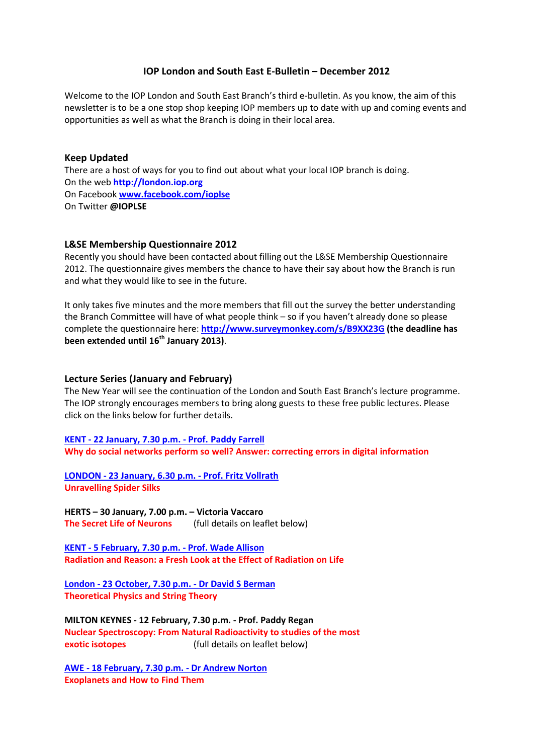# IOP London and South East E-Bulletin – December 2012

Welcome to the IOP London and South East Branch's third e-bulletin. As you know, the aim of this newsletter is to be a one stop shop keeping IOP members up to date with up and coming events and opportunities as well as what the Branch is doing in their local area.

## Keep Updated

There are a host of ways for you to find out about what your local IOP branch is doing.
On the web **http://london.iop.org**
On Facebook **www.facebook.com/ioplse**
On Twitter **@IOPLSE**

## L&SE Membership Questionnaire 2012

Recently you should have been contacted about filling out the L&SE Membership Questionnaire 2012. The questionnaire gives members the chance to have their say about how the Branch is run and what they would like to see in the future.

It only takes five minutes and the more members that fill out the survey the better understanding the Branch Committee will have of what people think – so if you haven't already done so please complete the questionnaire here: **http://www.surveymonkey.com/s/B9XX23G** **(the deadline has been extended until 16th January 2013)**.

## Lecture Series (January and February)

The New Year will see the continuation of the London and South East Branch's lecture programme. The IOP strongly encourages members to bring along guests to these free public lectures. Please click on the links below for further details.

**KENT - 22 January, 7.30 p.m. - Prof. Paddy Farrell**
**Why do social networks perform so well? Answer: correcting errors in digital information**

**LONDON - 23 January, 6.30 p.m. - Prof. Fritz Vollrath**
**Unravelling Spider Silks**

**HERTS – 30 January, 7.00 p.m. – Victoria Vaccaro**
**The Secret Life of Neurons** (full details on leaflet below)

**KENT - 5 February, 7.30 p.m. - Prof. Wade Allison**
**Radiation and Reason: a Fresh Look at the Effect of Radiation on Life**

**London - 23 October, 7.30 p.m. - Dr David S Berman**
**Theoretical Physics and String Theory**

**MILTON KEYNES - 12 February, 7.30 p.m. - Prof. Paddy Regan**
**Nuclear Spectroscopy: From Natural Radioactivity to studies of the most exotic isotopes** (full details on leaflet below)

**AWE - 18 February, 7.30 p.m. - Dr Andrew Norton**
**Exoplanets and How to Find Them**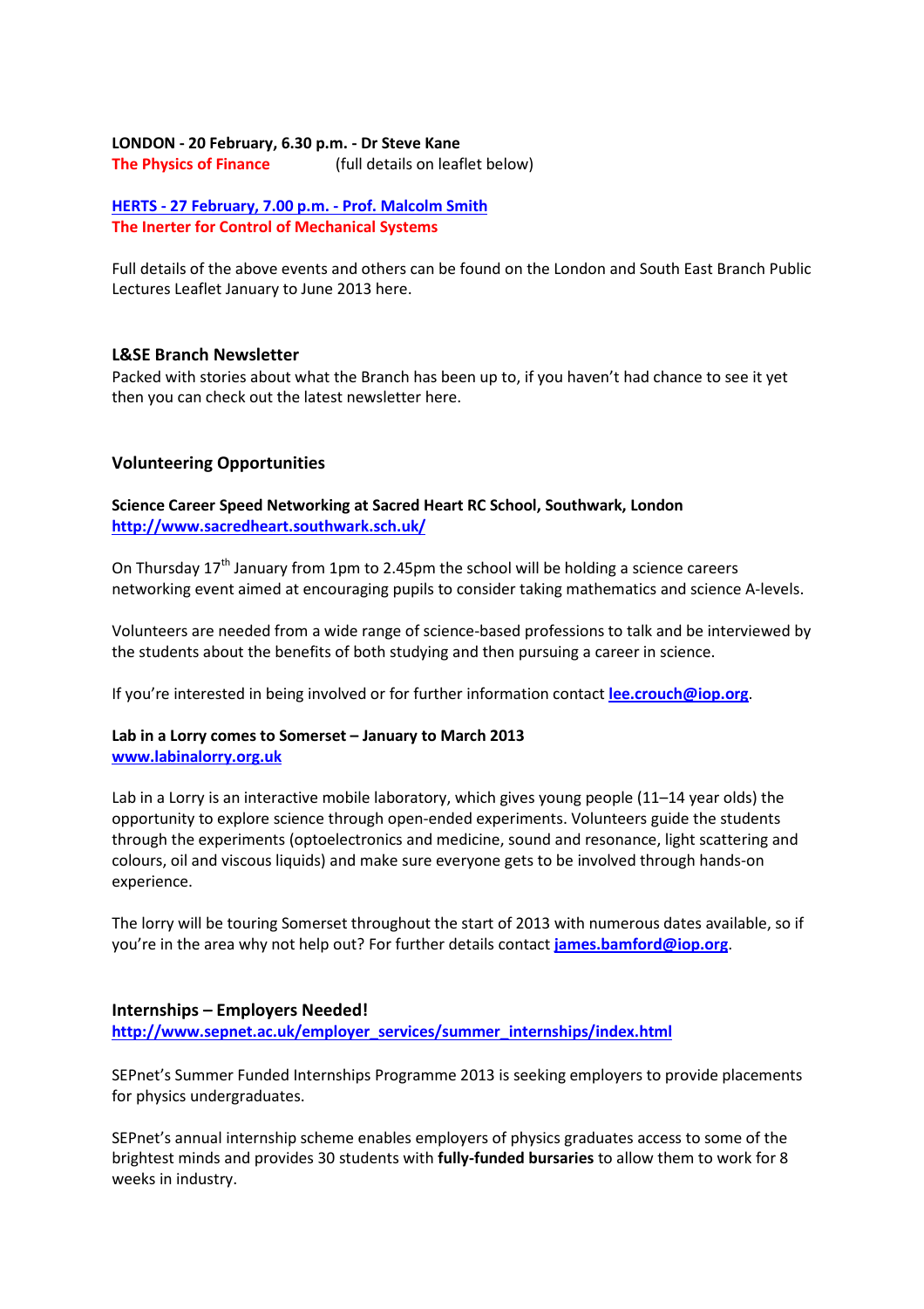**LONDON - 20 February, 6.30 p.m. - Dr Steve Kane**
**The Physics of Finance** (full details on leaflet below)

**HERTS - 27 February, 7.00 p.m. - Prof. Malcolm Smith**
**The Inerter for Control of Mechanical Systems**

Full details of the above events and others can be found on the London and South East Branch Public Lectures Leaflet January to June 2013 here.

### L&SE Branch Newsletter

Packed with stories about what the Branch has been up to, if you haven't had chance to see it yet then you can check out the latest newsletter here.

## Volunteering Opportunities

**Science Career Speed Networking at Sacred Heart RC School, Southwark, London**
**http://www.sacredheart.southwark.sch.uk/**

On Thursday 17th January from 1pm to 2.45pm the school will be holding a science careers networking event aimed at encouraging pupils to consider taking mathematics and science A-levels.

Volunteers are needed from a wide range of science-based professions to talk and be interviewed by the students about the benefits of both studying and then pursuing a career in science.

If you're interested in being involved or for further information contact **lee.crouch@iop.org**.

**Lab in a Lorry comes to Somerset – January to March 2013**
**www.labinalorry.org.uk**

Lab in a Lorry is an interactive mobile laboratory, which gives young people (11–14 year olds) the opportunity to explore science through open-ended experiments. Volunteers guide the students through the experiments (optoelectronics and medicine, sound and resonance, light scattering and colours, oil and viscous liquids) and make sure everyone gets to be involved through hands-on experience.

The lorry will be touring Somerset throughout the start of 2013 with numerous dates available, so if you're in the area why not help out? For further details contact **james.bamford@iop.org**.

### Internships – Employers Needed!

**http://www.sepnet.ac.uk/employer_services/summer_internships/index.html**

SEPnet's Summer Funded Internships Programme 2013 is seeking employers to provide placements for physics undergraduates.

SEPnet's annual internship scheme enables employers of physics graduates access to some of the brightest minds and provides 30 students with **fully-funded bursaries** to allow them to work for 8 weeks in industry.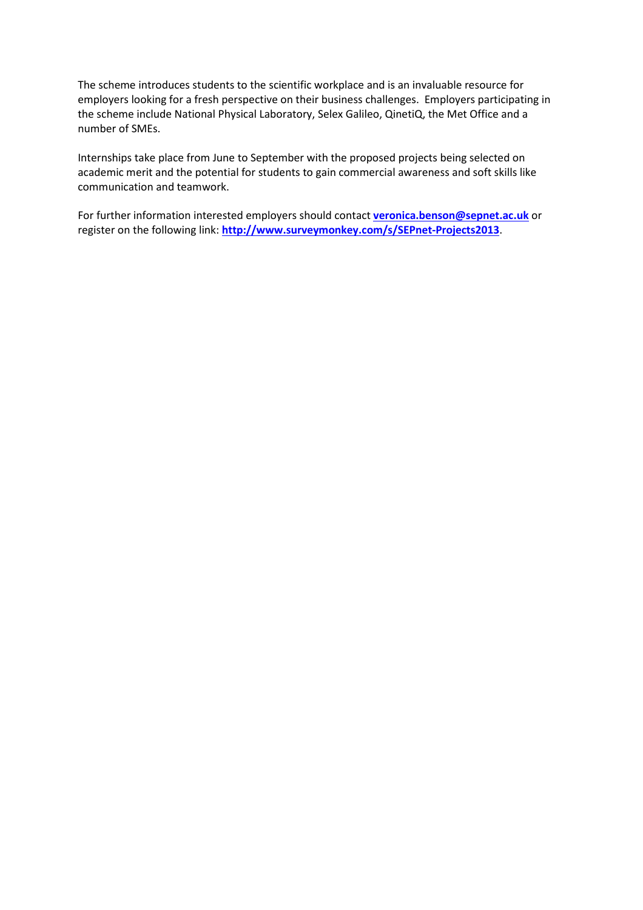The scheme introduces students to the scientific workplace and is an invaluable resource for employers looking for a fresh perspective on their business challenges. Employers participating in the scheme include National Physical Laboratory, Selex Galileo, QinetiQ, the Met Office and a number of SMEs.

Internships take place from June to September with the proposed projects being selected on academic merit and the potential for students to gain commercial awareness and soft skills like communication and teamwork.

For further information interested employers should contact **veronica.benson@sepnet.ac.uk** or register on the following link: **http://www.surveymonkey.com/s/SEPnet-Projects2013**.